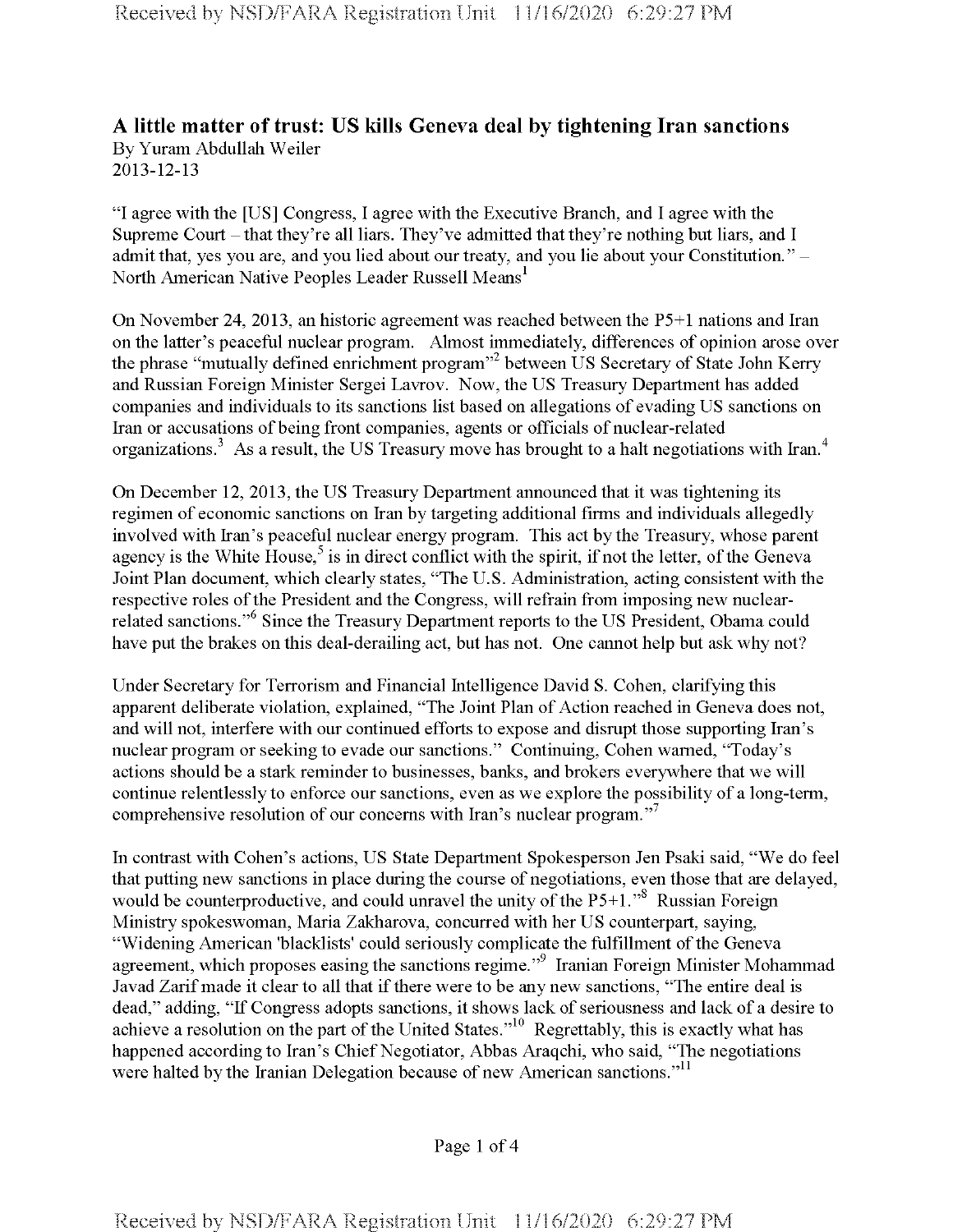## A little matter of trust: US kills Geneva deal by tightening Iran sanctions

By Yuram Abdullah Weiler
2013-12-13

"I agree with the [US] Congress, I agree with the Executive Branch, and I agree with the Supreme Court – that they're all liars. They've admitted that they're nothing but liars, and I admit that, yes you are, and you lied about our treaty, and you lie about your Constitution." – North American Native Peoples Leader Russell Means[1]

On November 24, 2013, an historic agreement was reached between the P5+1 nations and Iran on the latter's peaceful nuclear program. Almost immediately, differences of opinion arose over the phrase "mutually defined enrichment program"[2] between US Secretary of State John Kerry and Russian Foreign Minister Sergei Lavrov. Now, the US Treasury Department has added companies and individuals to its sanctions list based on allegations of evading US sanctions on Iran or accusations of being front companies, agents or officials of nuclear-related organizations.[3] As a result, the US Treasury move has brought to a halt negotiations with Iran.[4]

On December 12, 2013, the US Treasury Department announced that it was tightening its regimen of economic sanctions on Iran by targeting additional firms and individuals allegedly involved with Iran's peaceful nuclear energy program. This act by the Treasury, whose parent agency is the White House,[5] is in direct conflict with the spirit, if not the letter, of the Geneva Joint Plan document, which clearly states, "The U.S. Administration, acting consistent with the respective roles of the President and the Congress, will refrain from imposing new nuclear-related sanctions."[6] Since the Treasury Department reports to the US President, Obama could have put the brakes on this deal-derailing act, but has not. One cannot help but ask why not?

Under Secretary for Terrorism and Financial Intelligence David S. Cohen, clarifying this apparent deliberate violation, explained, "The Joint Plan of Action reached in Geneva does not, and will not, interfere with our continued efforts to expose and disrupt those supporting Iran's nuclear program or seeking to evade our sanctions." Continuing, Cohen warned, "Today's actions should be a stark reminder to businesses, banks, and brokers everywhere that we will continue relentlessly to enforce our sanctions, even as we explore the possibility of a long-term, comprehensive resolution of our concerns with Iran's nuclear program."[7]

In contrast with Cohen's actions, US State Department Spokesperson Jen Psaki said, "We do feel that putting new sanctions in place during the course of negotiations, even those that are delayed, would be counterproductive, and could unravel the unity of the P5+1."[8] Russian Foreign Ministry spokeswoman, Maria Zakharova, concurred with her US counterpart, saying, "Widening American 'blacklists' could seriously complicate the fulfillment of the Geneva agreement, which proposes easing the sanctions regime."[9] Iranian Foreign Minister Mohammad Javad Zarif made it clear to all that if there were to be any new sanctions, "The entire deal is dead," adding, "If Congress adopts sanctions, it shows lack of seriousness and lack of a desire to achieve a resolution on the part of the United States."[10] Regrettably, this is exactly what has happened according to Iran's Chief Negotiator, Abbas Araqchi, who said, "The negotiations were halted by the Iranian Delegation because of new American sanctions."[11]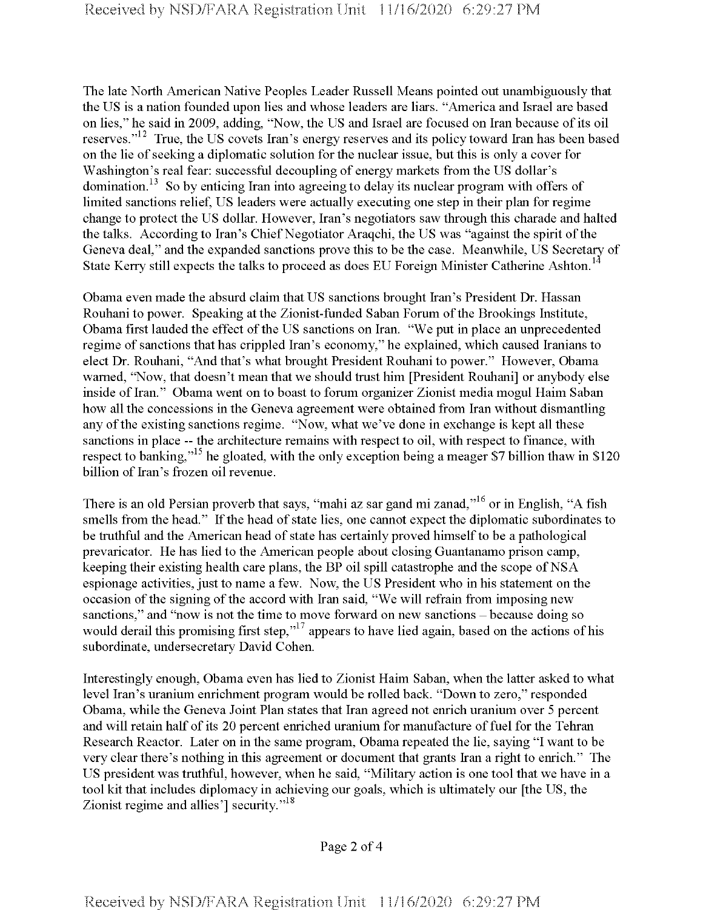The late North American Native Peoples Leader Russell Means pointed out unambiguously that the US is a nation founded upon lies and whose leaders are liars. "America and Israel are based on lies," he said in 2009, adding, "Now, the US and Israel are focused on Iran because of its oil reserves."[12] True, the US covets Iran's energy reserves and its policy toward Iran has been based on the lie of seeking a diplomatic solution for the nuclear issue, but this is only a cover for Washington's real fear: successful decoupling of energy markets from the US dollar's domination.[13] So by enticing Iran into agreeing to delay its nuclear program with offers of limited sanctions relief, US leaders were actually executing one step in their plan for regime change to protect the US dollar. However, Iran's negotiators saw through this charade and halted the talks. According to Iran's Chief Negotiator Araqchi, the US was "against the spirit of the Geneva deal," and the expanded sanctions prove this to be the case. Meanwhile, US Secretary of State Kerry still expects the talks to proceed as does EU Foreign Minister Catherine Ashton.[14]

Obama even made the absurd claim that US sanctions brought Iran's President Dr. Hassan Rouhani to power. Speaking at the Zionist-funded Saban Forum of the Brookings Institute, Obama first lauded the effect of the US sanctions on Iran. "We put in place an unprecedented regime of sanctions that has crippled Iran's economy," he explained, which caused Iranians to elect Dr. Rouhani, "And that's what brought President Rouhani to power." However, Obama warned, "Now, that doesn't mean that we should trust him [President Rouhani] or anybody else inside of Iran." Obama went on to boast to forum organizer Zionist media mogul Haim Saban how all the concessions in the Geneva agreement were obtained from Iran without dismantling any of the existing sanctions regime. "Now, what we've done in exchange is kept all these sanctions in place -- the architecture remains with respect to oil, with respect to finance, with respect to banking,"[15] he gloated, with the only exception being a meager $7 billion thaw in $120 billion of Iran's frozen oil revenue.

There is an old Persian proverb that says, "mahi az sar gand mi zanad,"[16] or in English, "A fish smells from the head." If the head of state lies, one cannot expect the diplomatic subordinates to be truthful and the American head of state has certainly proved himself to be a pathological prevaricator. He has lied to the American people about closing Guantanamo prison camp, keeping their existing health care plans, the BP oil spill catastrophe and the scope of NSA espionage activities, just to name a few. Now, the US President who in his statement on the occasion of the signing of the accord with Iran said, "We will refrain from imposing new sanctions," and "now is not the time to move forward on new sanctions – because doing so would derail this promising first step,"[17] appears to have lied again, based on the actions of his subordinate, undersecretary David Cohen.

Interestingly enough, Obama even has lied to Zionist Haim Saban, when the latter asked to what level Iran's uranium enrichment program would be rolled back. "Down to zero," responded Obama, while the Geneva Joint Plan states that Iran agreed not enrich uranium over 5 percent and will retain half of its 20 percent enriched uranium for manufacture of fuel for the Tehran Research Reactor. Later on in the same program, Obama repeated the lie, saying "I want to be very clear there's nothing in this agreement or document that grants Iran a right to enrich." The US president was truthful, however, when he said, "Military action is one tool that we have in a tool kit that includes diplomacy in achieving our goals, which is ultimately our [the US, the Zionist regime and allies'] security."[18]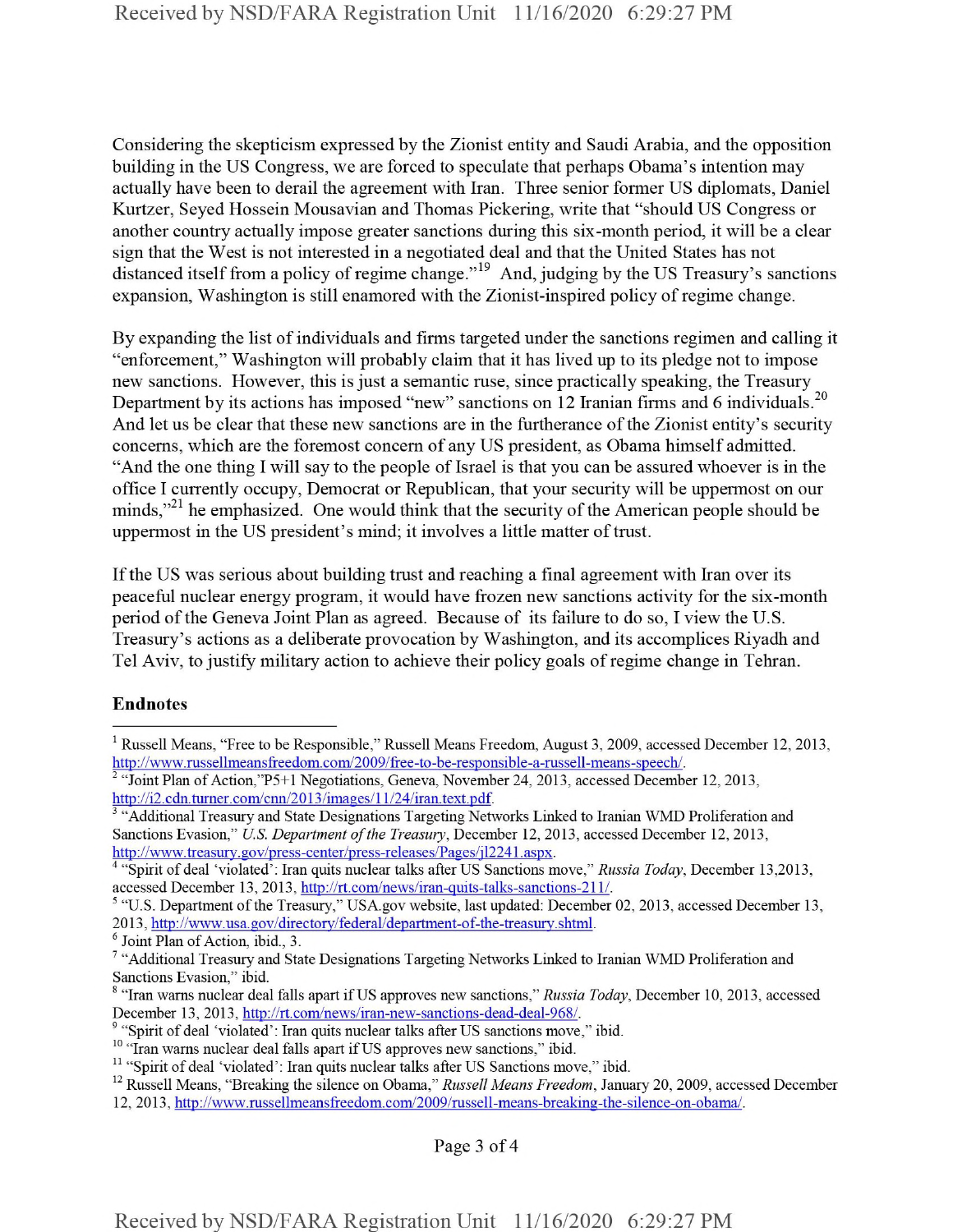Considering the skepticism expressed by the Zionist entity and Saudi Arabia, and the opposition building in the US Congress, we are forced to speculate that perhaps Obama's intention may actually have been to derail the agreement with Iran. Three senior former US diplomats, Daniel Kurtzer, Seyed Hossein Mousavian and Thomas Pickering, write that "should US Congress or another country actually impose greater sanctions during this six-month period, it will be a clear sign that the West is not interested in a negotiated deal and that the United States has not distanced itself from a policy of regime change."[19] And, judging by the US Treasury's sanctions expansion, Washington is still enamored with the Zionist-inspired policy of regime change.

By expanding the list of individuals and firms targeted under the sanctions regimen and calling it "enforcement," Washington will probably claim that it has lived up to its pledge not to impose new sanctions. However, this is just a semantic ruse, since practically speaking, the Treasury Department by its actions has imposed "new" sanctions on 12 Iranian firms and 6 individuals.[20] And let us be clear that these new sanctions are in the furtherance of the Zionist entity's security concerns, which are the foremost concern of any US president, as Obama himself admitted. "And the one thing I will say to the people of Israel is that you can be assured whoever is in the office I currently occupy, Democrat or Republican, that your security will be uppermost on our minds,"[21] he emphasized. One would think that the security of the American people should be uppermost in the US president's mind; it involves a little matter of trust.

If the US was serious about building trust and reaching a final agreement with Iran over its peaceful nuclear energy program, it would have frozen new sanctions activity for the six-month period of the Geneva Joint Plan as agreed. Because of its failure to do so, I view the U.S. Treasury's actions as a deliberate provocation by Washington, and its accomplices Riyadh and Tel Aviv, to justify military action to achieve their policy goals of regime change in Tehran.

**Endnotes**

[1] Russell Means, "Free to be Responsible," Russell Means Freedom, August 3, 2009, accessed December 12, 2013, http://www.russellmeansfreedom.com/2009/free-to-be-responsible-a-russell-means-speech/.

[2] "Joint Plan of Action,"P5+1 Negotiations, Geneva, November 24, 2013, accessed December 12, 2013, http://i2.cdn.turner.com/cnn/2013/images/11/24/iran.text.pdf.

[3] "Additional Treasury and State Designations Targeting Networks Linked to Iranian WMD Proliferation and Sanctions Evasion," *U.S. Department of the Treasury*, December 12, 2013, accessed December 12, 2013, http://www.treasury.gov/press-center/press-releases/Pages/jl2241.aspx.

[4] "Spirit of deal 'violated': Iran quits nuclear talks after US Sanctions move," *Russia Today*, December 13,2013, accessed December 13, 2013, http://rt.com/news/iran-quits-talks-sanctions-211/.

[5] "U.S. Department of the Treasury," USA.gov website, last updated: December 02, 2013, accessed December 13, 2013, http://www.usa.gov/directory/federal/department-of-the-treasury.shtml.

[6] Joint Plan of Action, ibid., 3.

[7] "Additional Treasury and State Designations Targeting Networks Linked to Iranian WMD Proliferation and Sanctions Evasion," ibid.

[8] "Iran warns nuclear deal falls apart if US approves new sanctions," *Russia Today*, December 10, 2013, accessed December 13, 2013, http://rt.com/news/iran-new-sanctions-dead-deal-968/.

[9] "Spirit of deal 'violated': Iran quits nuclear talks after US sanctions move," ibid.

[10] "Iran warns nuclear deal falls apart if US approves new sanctions," ibid.

[11] "Spirit of deal 'violated': Iran quits nuclear talks after US Sanctions move," ibid.

[12] Russell Means, "Breaking the silence on Obama," *Russell Means Freedom*, January 20, 2009, accessed December 12, 2013, http://www.russellmeansfreedom.com/2009/russell-means-breaking-the-silence-on-obama/.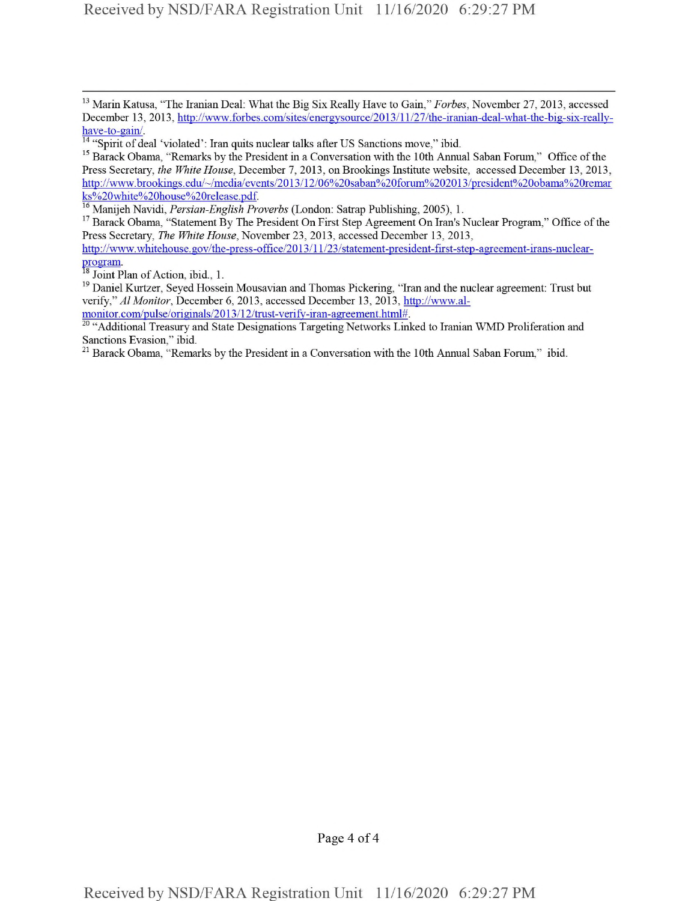[13] Marin Katusa, "The Iranian Deal: What the Big Six Really Have to Gain," *Forbes*, November 27, 2013, accessed December 13, 2013, http://www.forbes.com/sites/energysource/2013/11/27/the-iranian-deal-what-the-big-six-really-have-to-gain/.

[14] "Spirit of deal 'violated': Iran quits nuclear talks after US Sanctions move," ibid.

[15] Barack Obama, "Remarks by the President in a Conversation with the 10th Annual Saban Forum," Office of the Press Secretary, *the White House*, December 7, 2013, on Brookings Institute website, accessed December 13, 2013, http://www.brookings.edu/~/media/events/2013/12/06%20saban%20forum%202013/president%20obama%20remarks%20white%20house%20release.pdf.

[16] Manijeh Navidi, *Persian-English Proverbs* (London: Satrap Publishing, 2005), 1.

[17] Barack Obama, "Statement By The President On First Step Agreement On Iran's Nuclear Program," Office of the Press Secretary, *The White House*, November 23, 2013, accessed December 13, 2013, http://www.whitehouse.gov/the-press-office/2013/11/23/statement-president-first-step-agreement-irans-nuclear-program.

[18] Joint Plan of Action, ibid., 1.

[19] Daniel Kurtzer, Seyed Hossein Mousavian and Thomas Pickering, "Iran and the nuclear agreement: Trust but verify," *Al Monitor*, December 6, 2013, accessed December 13, 2013, http://www.al-monitor.com/pulse/originals/2013/12/trust-verify-iran-agreement.html#.

[20] "Additional Treasury and State Designations Targeting Networks Linked to Iranian WMD Proliferation and Sanctions Evasion," ibid.

[21] Barack Obama, "Remarks by the President in a Conversation with the 10th Annual Saban Forum," ibid.